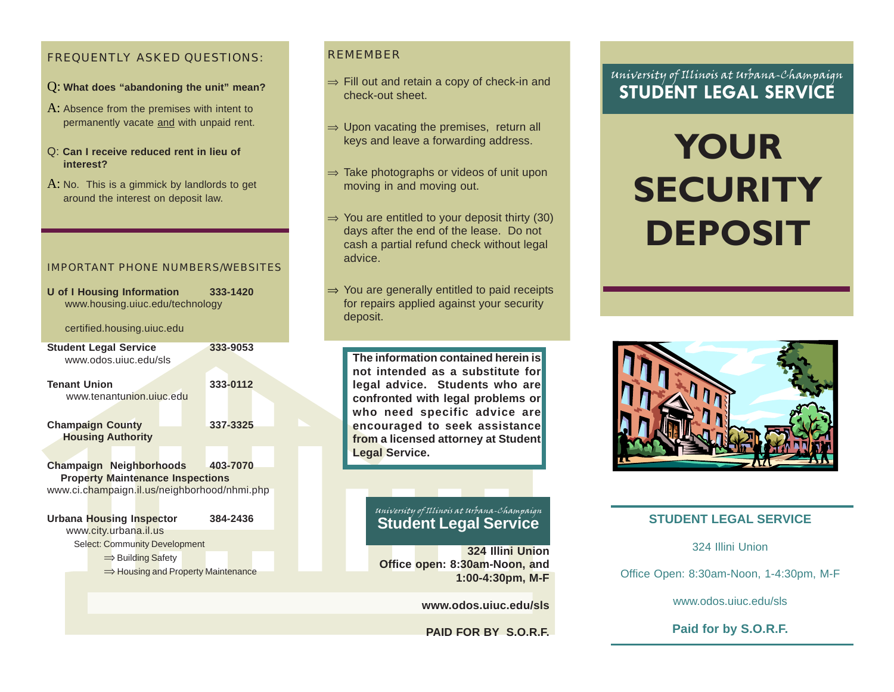## FREQUENTLY ASKED QUESTIONS:

Q: **What does "abandoning the unit" mean?**

A: Absence from the premises with intent to permanently vacate and with unpaid rent.

Q: **Can I receive reduced rent in lieu of interest?**

A: No. This is a gimmick by landlords to get around the interest on deposit law.

## IMPORTANT PHONE NUMBERS/WEBSITES

**U of I Housing Information** 333-1420
www.housing.uiuc.edu/technology

certified.housing.uiuc.edu

**Student Legal Service** 333-9053
www.odos.uiuc.edu/sls

**Tenant Union** 333-0112
www.tenantunion.uiuc.edu

**Champaign County Housing Authority** 337-3325

**Champaign Neighborhoods Property Maintenance Inspections** 403-7070
www.ci.champaign.il.us/neighborhood/nhmi.php

**Urbana Housing Inspector** 384-2436
www.city.urbana.il.us
Select: Community Development
⇒ Building Safety
⇒ Housing and Property Maintenance

## REMEMBER

- ⇒ Fill out and retain a copy of check-in and check-out sheet.
- ⇒ Upon vacating the premises, return all keys and leave a forwarding address.
- ⇒ Take photographs or videos of unit upon moving in and moving out.
- ⇒ You are entitled to your deposit thirty (30) days after the end of the lease. Do not cash a partial refund check without legal advice.
- ⇒ You are generally entitled to paid receipts for repairs applied against your security deposit.

**The information contained herein is not intended as a substitute for legal advice. Students who are confronted with legal problems or who need specific advice are encouraged to seek assistance from a licensed attorney at Student Legal Service.**

*University of Illinois at Urbana-Champaign*
**Student Legal Service**

**324 Illini Union**
**Office open: 8:30am-Noon, and 1:00-4:30pm, M-F**

**www.odos.uiuc.edu/sls**

**PAID FOR BY S.O.R.F.**

*University of Illinois at Urbana-Champaign*
**STUDENT LEGAL SERVICE**

# YOUR SECURITY DEPOSIT

**STUDENT LEGAL SERVICE**

324 Illini Union

Office Open: 8:30am-Noon, 1-4:30pm, M-F

www.odos.uiuc.edu/sls

**Paid for by S.O.R.F.**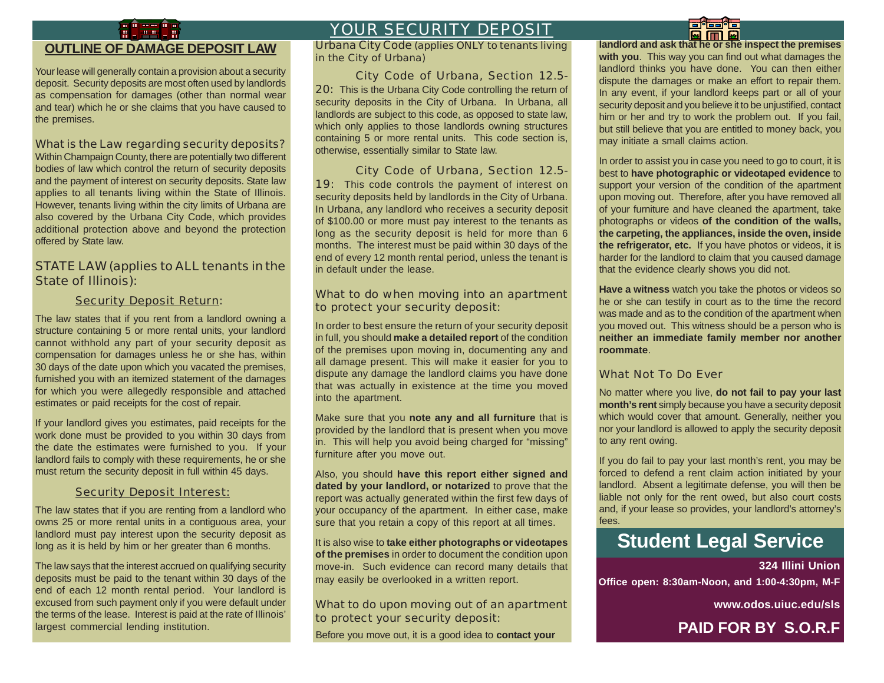# YOUR SECURITY DEPOSIT

## OUTLINE OF DAMAGE DEPOSIT LAW

Your lease will generally contain a provision about a security deposit. Security deposits are most often used by landlords as compensation for damages (other than normal wear and tear) which he or she claims that you have caused to the premises.

### What is the Law regarding security deposits?

Within Champaign County, there are potentially two different bodies of law which control the return of security deposits and the payment of interest on security deposits. State law applies to all tenants living within the State of Illinois. However, tenants living within the city limits of Urbana are also covered by the Urbana City Code, which provides additional protection above and beyond the protection offered by State law.

### STATE LAW (applies to ALL tenants in the State of Illinois):

#### Security Deposit Return:

The law states that if you rent from a landlord owning a structure containing 5 or more rental units, your landlord cannot withhold any part of your security deposit as compensation for damages unless he or she has, within 30 days of the date upon which you vacated the premises, furnished you with an itemized statement of the damages for which you were allegedly responsible and attached estimates or paid receipts for the cost of repair.

If your landlord gives you estimates, paid receipts for the work done must be provided to you within 30 days from the date the estimates were furnished to you. If your landlord fails to comply with these requirements, he or she must return the security deposit in full within 45 days.

#### Security Deposit Interest:

The law states that if you are renting from a landlord who owns 25 or more rental units in a contiguous area, your landlord must pay interest upon the security deposit as long as it is held by him or her greater than 6 months.

The law says that the interest accrued on qualifying security deposits must be paid to the tenant within 30 days of the end of each 12 month rental period. Your landlord is excused from such payment only if you were default under the terms of the lease. Interest is paid at the rate of Illinois' largest commercial lending institution.

### Urbana City Code (applies ONLY to tenants living in the City of Urbana)

**City Code of Urbana, Section 12.5-20:** This is the Urbana City Code controlling the return of security deposits in the City of Urbana. In Urbana, all landlords are subject to this code, as opposed to state law, which only applies to those landlords owning structures containing 5 or more rental units. This code section is, otherwise, essentially similar to State law.

**City Code of Urbana, Section 12.5-19:** This code controls the payment of interest on security deposits held by landlords in the City of Urbana. In Urbana, any landlord who receives a security deposit of $100.00 or more must pay interest to the tenants as long as the security deposit is held for more than 6 months. The interest must be paid within 30 days of the end of every 12 month rental period, unless the tenant is in default under the lease.

### What to do when moving into an apartment to protect your security deposit:

In order to best ensure the return of your security deposit in full, you should **make a detailed report** of the condition of the premises upon moving in, documenting any and all damage present. This will make it easier for you to dispute any damage the landlord claims you have done that was actually in existence at the time you moved into the apartment.

Make sure that you **note any and all furniture** that is provided by the landlord that is present when you move in. This will help you avoid being charged for "missing" furniture after you move out.

Also, you should **have this report either signed and dated by your landlord, or notarized** to prove that the report was actually generated within the first few days of your occupancy of the apartment. In either case, make sure that you retain a copy of this report at all times.

It is also wise to **take either photographs or videotapes of the premises** in order to document the condition upon move-in. Such evidence can record many details that may easily be overlooked in a written report.

### What to do upon moving out of an apartment to protect your security deposit:

Before you move out, it is a good idea to **contact your landlord and ask that he or she inspect the premises with you**. This way you can find out what damages the landlord thinks you have done. You can then either dispute the damages or make an effort to repair them. In any event, if your landlord keeps part or all of your security deposit and you believe it to be unjustified, contact him or her and try to work the problem out. If you fail, but still believe that you are entitled to money back, you may initiate a small claims action.

In order to assist you in case you need to go to court, it is best to **have photographic or videotaped evidence** to support your version of the condition of the apartment upon moving out. Therefore, after you have removed all of your furniture and have cleaned the apartment, take photographs or videos **of the condition of the walls, the carpeting, the appliances, inside the oven, inside the refrigerator, etc.** If you have photos or videos, it is harder for the landlord to claim that you caused damage that the evidence clearly shows you did not.

**Have a witness** watch you take the photos or videos so he or she can testify in court as to the time the record was made and as to the condition of the apartment when you moved out. This witness should be a person who is **neither an immediate family member nor another roommate**.

### What Not To Do Ever

No matter where you live, **do not fail to pay your last month's rent** simply because you have a security deposit which would cover that amount. Generally, neither you nor your landlord is allowed to apply the security deposit to any rent owing.

If you do fail to pay your last month's rent, you may be forced to defend a rent claim action initiated by your landlord. Absent a legitimate defense, you will then be liable not only for the rent owed, but also court costs and, if your lease so provides, your landlord's attorney's fees.

# Student Legal Service

**324 Illini Union**

**Office open: 8:30am-Noon, and 1:00-4:30pm, M-F**

**www.odos.uiuc.edu/sls**

**PAID FOR BY S.O.R.F**